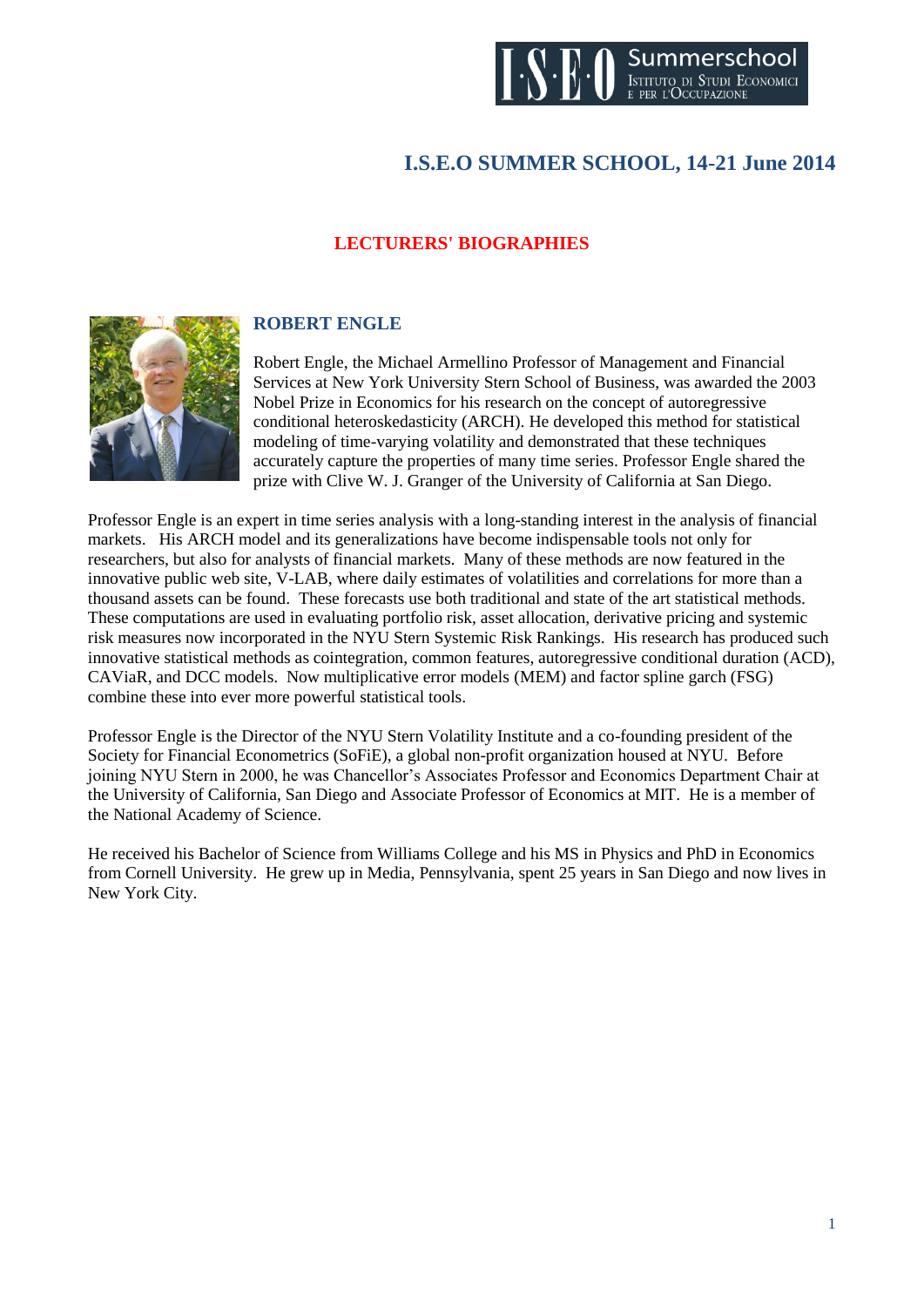# I.S.E.O SUMMER SCHOOL, 14-21 June 2014

## LECTURERS' BIOGRAPHIES

### ROBERT ENGLE

Robert Engle, the Michael Armellino Professor of Management and Financial Services at New York University Stern School of Business, was awarded the 2003 Nobel Prize in Economics for his research on the concept of autoregressive conditional heteroskedasticity (ARCH). He developed this method for statistical modeling of time-varying volatility and demonstrated that these techniques accurately capture the properties of many time series. Professor Engle shared the prize with Clive W. J. Granger of the University of California at San Diego.

Professor Engle is an expert in time series analysis with a long-standing interest in the analysis of financial markets. His ARCH model and its generalizations have become indispensable tools not only for researchers, but also for analysts of financial markets. Many of these methods are now featured in the innovative public web site, V-LAB, where daily estimates of volatilities and correlations for more than a thousand assets can be found. These forecasts use both traditional and state of the art statistical methods. These computations are used in evaluating portfolio risk, asset allocation, derivative pricing and systemic risk measures now incorporated in the NYU Stern Systemic Risk Rankings. His research has produced such innovative statistical methods as cointegration, common features, autoregressive conditional duration (ACD), CAViaR, and DCC models. Now multiplicative error models (MEM) and factor spline garch (FSG) combine these into ever more powerful statistical tools.

Professor Engle is the Director of the NYU Stern Volatility Institute and a co-founding president of the Society for Financial Econometrics (SoFiE), a global non-profit organization housed at NYU. Before joining NYU Stern in 2000, he was Chancellor's Associates Professor and Economics Department Chair at the University of California, San Diego and Associate Professor of Economics at MIT. He is a member of the National Academy of Science.

He received his Bachelor of Science from Williams College and his MS in Physics and PhD in Economics from Cornell University. He grew up in Media, Pennsylvania, spent 25 years in San Diego and now lives in New York City.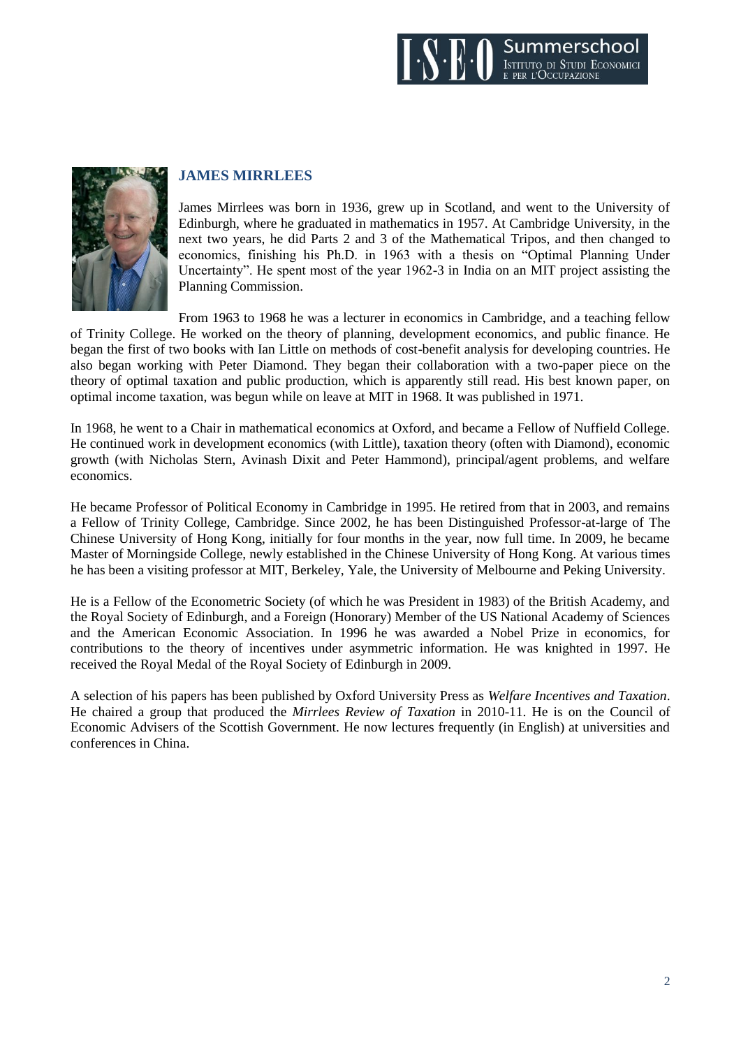## JAMES MIRRLEES

James Mirrlees was born in 1936, grew up in Scotland, and went to the University of Edinburgh, where he graduated in mathematics in 1957. At Cambridge University, in the next two years, he did Parts 2 and 3 of the Mathematical Tripos, and then changed to economics, finishing his Ph.D. in 1963 with a thesis on "Optimal Planning Under Uncertainty". He spent most of the year 1962-3 in India on an MIT project assisting the Planning Commission.

From 1963 to 1968 he was a lecturer in economics in Cambridge, and a teaching fellow of Trinity College. He worked on the theory of planning, development economics, and public finance. He began the first of two books with Ian Little on methods of cost-benefit analysis for developing countries. He also began working with Peter Diamond. They began their collaboration with a two-paper piece on the theory of optimal taxation and public production, which is apparently still read. His best known paper, on optimal income taxation, was begun while on leave at MIT in 1968. It was published in 1971.

In 1968, he went to a Chair in mathematical economics at Oxford, and became a Fellow of Nuffield College. He continued work in development economics (with Little), taxation theory (often with Diamond), economic growth (with Nicholas Stern, Avinash Dixit and Peter Hammond), principal/agent problems, and welfare economics.

He became Professor of Political Economy in Cambridge in 1995. He retired from that in 2003, and remains a Fellow of Trinity College, Cambridge. Since 2002, he has been Distinguished Professor-at-large of The Chinese University of Hong Kong, initially for four months in the year, now full time. In 2009, he became Master of Morningside College, newly established in the Chinese University of Hong Kong. At various times he has been a visiting professor at MIT, Berkeley, Yale, the University of Melbourne and Peking University.

He is a Fellow of the Econometric Society (of which he was President in 1983) of the British Academy, and the Royal Society of Edinburgh, and a Foreign (Honorary) Member of the US National Academy of Sciences and the American Economic Association. In 1996 he was awarded a Nobel Prize in economics, for contributions to the theory of incentives under asymmetric information. He was knighted in 1997. He received the Royal Medal of the Royal Society of Edinburgh in 2009.

A selection of his papers has been published by Oxford University Press as *Welfare Incentives and Taxation*. He chaired a group that produced the *Mirrlees Review of Taxation* in 2010-11. He is on the Council of Economic Advisers of the Scottish Government. He now lectures frequently (in English) at universities and conferences in China.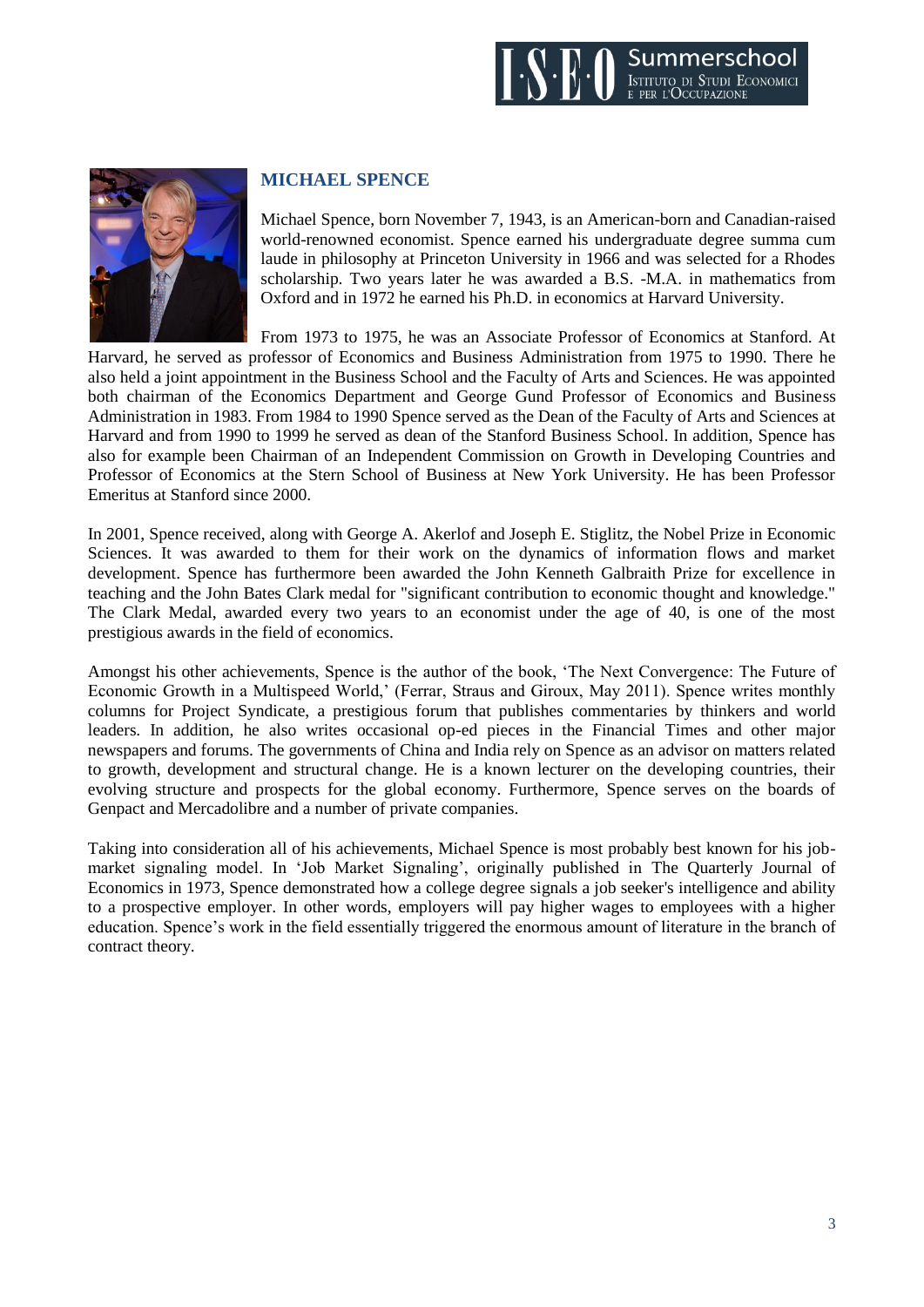## MICHAEL SPENCE

Michael Spence, born November 7, 1943, is an American-born and Canadian-raised world-renowned economist. Spence earned his undergraduate degree summa cum laude in philosophy at Princeton University in 1966 and was selected for a Rhodes scholarship. Two years later he was awarded a B.S. -M.A. in mathematics from Oxford and in 1972 he earned his Ph.D. in economics at Harvard University.

From 1973 to 1975, he was an Associate Professor of Economics at Stanford. At Harvard, he served as professor of Economics and Business Administration from 1975 to 1990. There he also held a joint appointment in the Business School and the Faculty of Arts and Sciences. He was appointed both chairman of the Economics Department and George Gund Professor of Economics and Business Administration in 1983. From 1984 to 1990 Spence served as the Dean of the Faculty of Arts and Sciences at Harvard and from 1990 to 1999 he served as dean of the Stanford Business School. In addition, Spence has also for example been Chairman of an Independent Commission on Growth in Developing Countries and Professor of Economics at the Stern School of Business at New York University. He has been Professor Emeritus at Stanford since 2000.

In 2001, Spence received, along with George A. Akerlof and Joseph E. Stiglitz, the Nobel Prize in Economic Sciences. It was awarded to them for their work on the dynamics of information flows and market development. Spence has furthermore been awarded the John Kenneth Galbraith Prize for excellence in teaching and the John Bates Clark medal for "significant contribution to economic thought and knowledge." The Clark Medal, awarded every two years to an economist under the age of 40, is one of the most prestigious awards in the field of economics.

Amongst his other achievements, Spence is the author of the book, 'The Next Convergence: The Future of Economic Growth in a Multispeed World,' (Ferrar, Straus and Giroux, May 2011). Spence writes monthly columns for Project Syndicate, a prestigious forum that publishes commentaries by thinkers and world leaders. In addition, he also writes occasional op-ed pieces in the Financial Times and other major newspapers and forums. The governments of China and India rely on Spence as an advisor on matters related to growth, development and structural change. He is a known lecturer on the developing countries, their evolving structure and prospects for the global economy. Furthermore, Spence serves on the boards of Genpact and Mercadolibre and a number of private companies.

Taking into consideration all of his achievements, Michael Spence is most probably best known for his job-market signaling model. In 'Job Market Signaling', originally published in The Quarterly Journal of Economics in 1973, Spence demonstrated how a college degree signals a job seeker's intelligence and ability to a prospective employer. In other words, employers will pay higher wages to employees with a higher education. Spence's work in the field essentially triggered the enormous amount of literature in the branch of contract theory.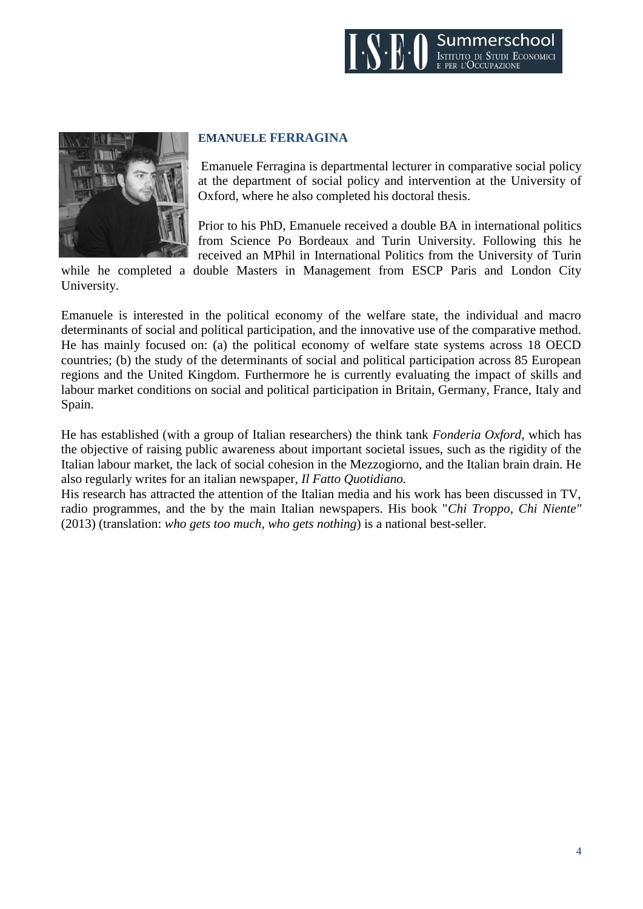## EMANUELE FERRAGINA

Emanuele Ferragina is departmental lecturer in comparative social policy at the department of social policy and intervention at the University of Oxford, where he also completed his doctoral thesis.

Prior to his PhD, Emanuele received a double BA in international politics from Science Po Bordeaux and Turin University. Following this he received an MPhil in International Politics from the University of Turin while he completed a double Masters in Management from ESCP Paris and London City University.

Emanuele is interested in the political economy of the welfare state, the individual and macro determinants of social and political participation, and the innovative use of the comparative method. He has mainly focused on: (a) the political economy of welfare state systems across 18 OECD countries; (b) the study of the determinants of social and political participation across 85 European regions and the United Kingdom. Furthermore he is currently evaluating the impact of skills and labour market conditions on social and political participation in Britain, Germany, France, Italy and Spain.

He has established (with a group of Italian researchers) the think tank *Fonderia Oxford*, which has the objective of raising public awareness about important societal issues, such as the rigidity of the Italian labour market, the lack of social cohesion in the Mezzogiorno, and the Italian brain drain. He also regularly writes for an italian newspaper, *Il Fatto Quotidiano.*

His research has attracted the attention of the Italian media and his work has been discussed in TV, radio programmes, and the by the main Italian newspapers. His book "*Chi Troppo, Chi Niente"* (2013) (translation: *who gets too much, who gets nothing*) is a national best-seller.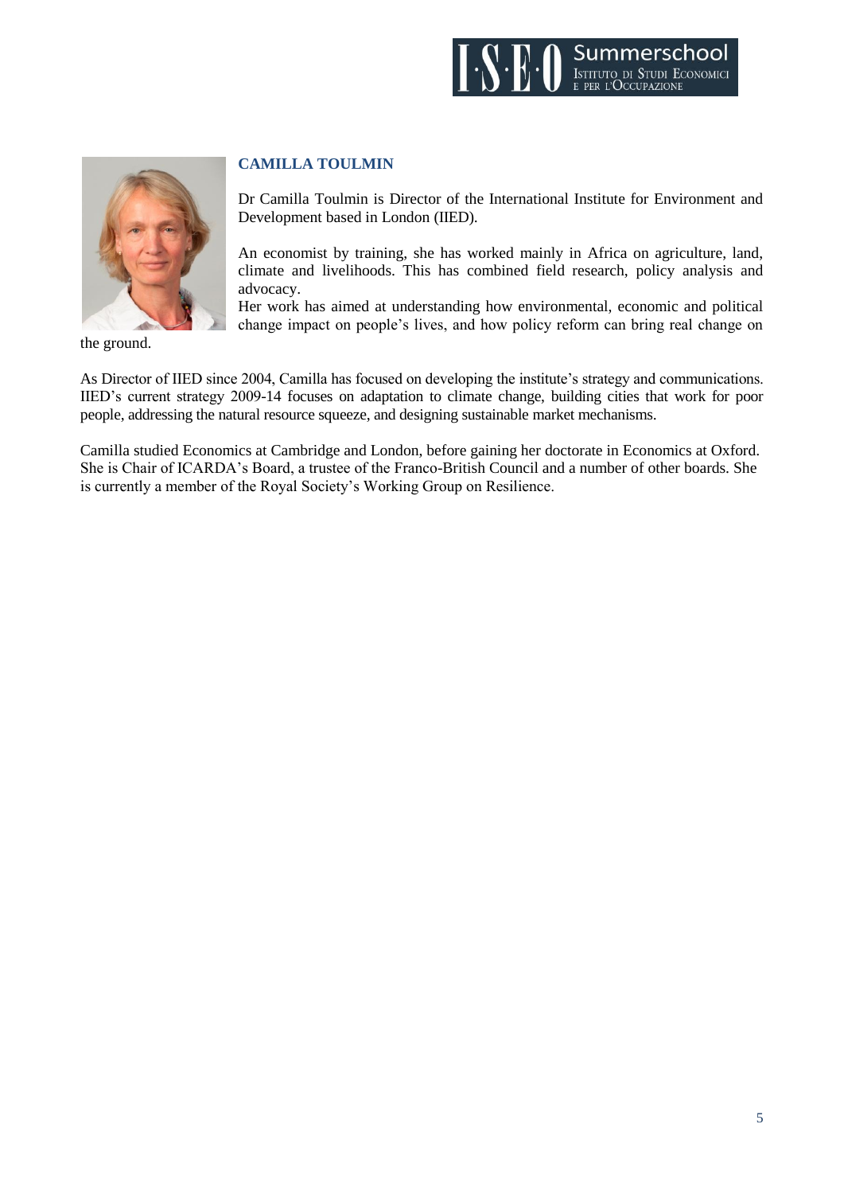## CAMILLA TOULMIN

Dr Camilla Toulmin is Director of the International Institute for Environment and Development based in London (IIED).

An economist by training, she has worked mainly in Africa on agriculture, land, climate and livelihoods. This has combined field research, policy analysis and advocacy.
Her work has aimed at understanding how environmental, economic and political change impact on people's lives, and how policy reform can bring real change on the ground.

As Director of IIED since 2004, Camilla has focused on developing the institute's strategy and communications. IIED's current strategy 2009-14 focuses on adaptation to climate change, building cities that work for poor people, addressing the natural resource squeeze, and designing sustainable market mechanisms.

Camilla studied Economics at Cambridge and London, before gaining her doctorate in Economics at Oxford. She is Chair of ICARDA's Board, a trustee of the Franco-British Council and a number of other boards. She is currently a member of the Royal Society's Working Group on Resilience.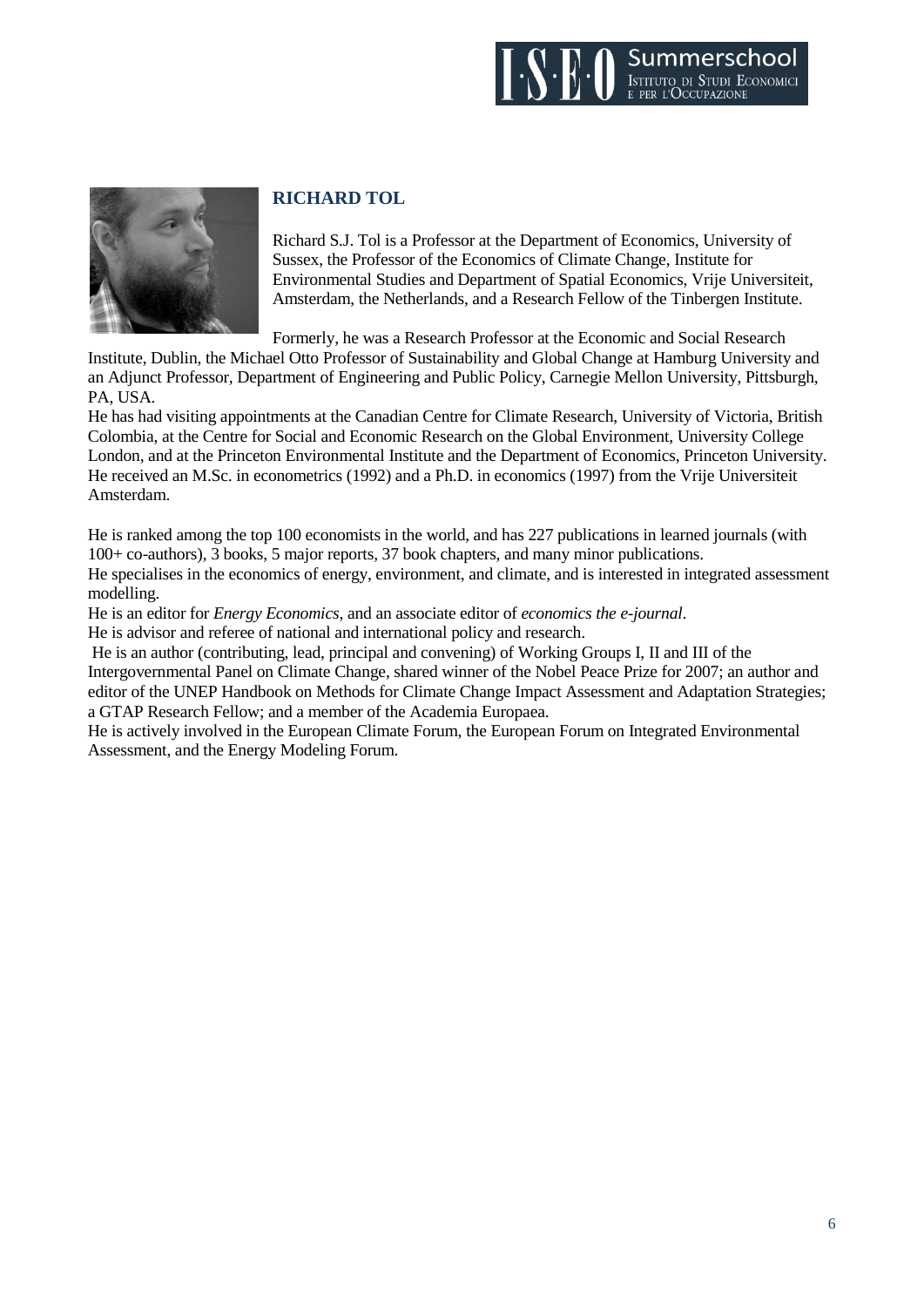## RICHARD TOL

Richard S.J. Tol is a Professor at the Department of Economics, University of Sussex, the Professor of the Economics of Climate Change, Institute for Environmental Studies and Department of Spatial Economics, Vrije Universiteit, Amsterdam, the Netherlands, and a Research Fellow of the Tinbergen Institute.

Formerly, he was a Research Professor at the Economic and Social Research Institute, Dublin, the Michael Otto Professor of Sustainability and Global Change at Hamburg University and an Adjunct Professor, Department of Engineering and Public Policy, Carnegie Mellon University, Pittsburgh, PA, USA.

He has had visiting appointments at the Canadian Centre for Climate Research, University of Victoria, British Colombia, at the Centre for Social and Economic Research on the Global Environment, University College London, and at the Princeton Environmental Institute and the Department of Economics, Princeton University. He received an M.Sc. in econometrics (1992) and a Ph.D. in economics (1997) from the Vrije Universiteit Amsterdam.

He is ranked among the top 100 economists in the world, and has 227 publications in learned journals (with 100+ co-authors), 3 books, 5 major reports, 37 book chapters, and many minor publications.

He specialises in the economics of energy, environment, and climate, and is interested in integrated assessment modelling.

He is an editor for *Energy Economics*, and an associate editor of *economics the e-journal*.

He is advisor and referee of national and international policy and research.

He is an author (contributing, lead, principal and convening) of Working Groups I, II and III of the Intergovernmental Panel on Climate Change, shared winner of the Nobel Peace Prize for 2007; an author and editor of the UNEP Handbook on Methods for Climate Change Impact Assessment and Adaptation Strategies; a GTAP Research Fellow; and a member of the Academia Europaea.

He is actively involved in the European Climate Forum, the European Forum on Integrated Environmental Assessment, and the Energy Modeling Forum.